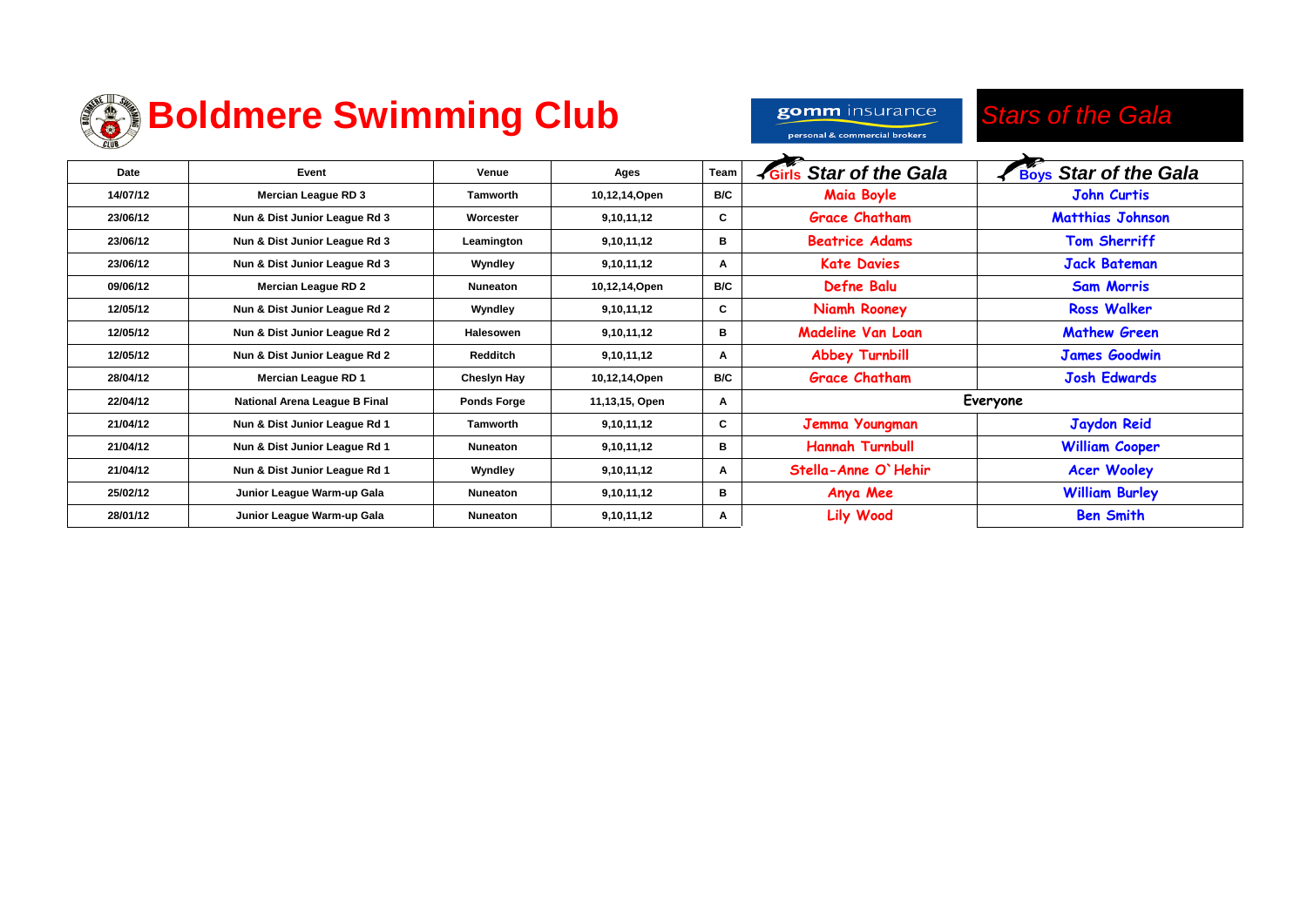# Boldmere Swimming Club

gomm insurance
personal & commercial brokers

*Stars of the Gala*

| Date | Event | Venue | Ages | Team | Girls ***Star of the Gala*** | Boys ***Star of the Gala*** |
|---|---|---|---|---|---|---|
| 14/07/12 | Mercian League RD 3 | Tamworth | 10,12,14,Open | B/C | Maia Boyle | John Curtis |
| 23/06/12 | Nun & Dist Junior League Rd 3 | Worcester | 9,10,11,12 | C | Grace Chatham | Matthias Johnson |
| 23/06/12 | Nun & Dist Junior League Rd 3 | Leamington | 9,10,11,12 | B | Beatrice Adams | Tom Sherriff |
| 23/06/12 | Nun & Dist Junior League Rd 3 | Wyndley | 9,10,11,12 | A | Kate Davies | Jack Bateman |
| 09/06/12 | Mercian League RD 2 | Nuneaton | 10,12,14,Open | B/C | Defne Balu | Sam Morris |
| 12/05/12 | Nun & Dist Junior League Rd 2 | Wyndley | 9,10,11,12 | C | Niamh Rooney | Ross Walker |
| 12/05/12 | Nun & Dist Junior League Rd 2 | Halesowen | 9,10,11,12 | B | Madeline Van Loan | Mathew Green |
| 12/05/12 | Nun & Dist Junior League Rd 2 | Redditch | 9,10,11,12 | A | Abbey Turnbill | James Goodwin |
| 28/04/12 | Mercian League RD 1 | Cheslyn Hay | 10,12,14,Open | B/C | Grace Chatham | Josh Edwards |
| 22/04/12 | National Arena League B Final | Ponds Forge | 11,13,15, Open | A | Everyone | |
| 21/04/12 | Nun & Dist Junior League Rd 1 | Tamworth | 9,10,11,12 | C | Jemma Youngman | Jaydon Reid |
| 21/04/12 | Nun & Dist Junior League Rd 1 | Nuneaton | 9,10,11,12 | B | Hannah Turnbull | William Cooper |
| 21/04/12 | Nun & Dist Junior League Rd 1 | Wyndley | 9,10,11,12 | A | Stella-Anne O`Hehir | Acer Wooley |
| 25/02/12 | Junior League Warm-up Gala | Nuneaton | 9,10,11,12 | B | Anya Mee | William Burley |
| 28/01/12 | Junior League Warm-up Gala | Nuneaton | 9,10,11,12 | A | Lily Wood | Ben Smith |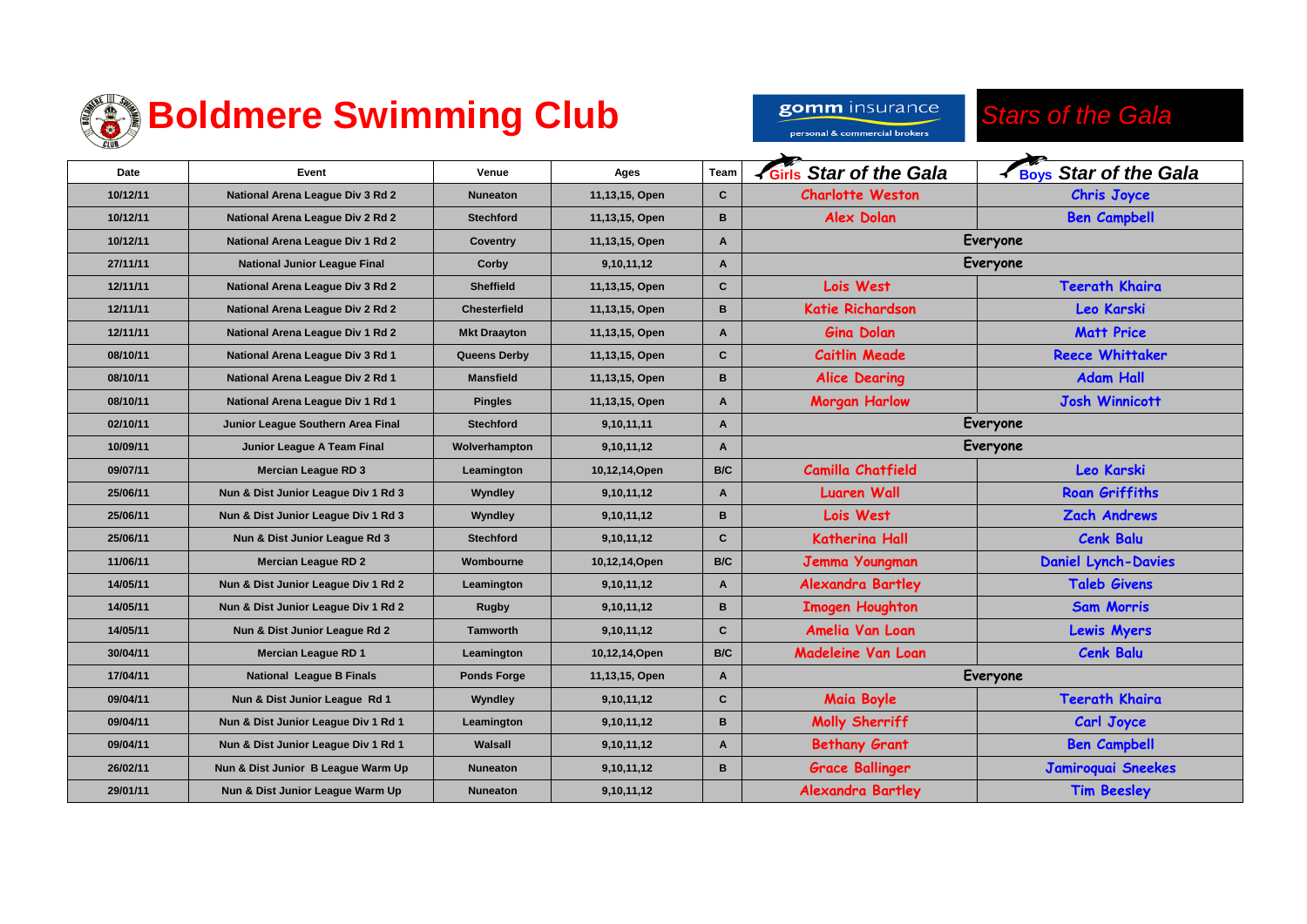# Boldmere Swimming Club

gomm insurance
personal & commercial brokers

*Stars of the Gala*

| Date | Event | Venue | Ages | Team | Girls *Star of the Gala* | Boys *Star of the Gala* |
|---|---|---|---|---|---|---|
| 10/12/11 | National Arena League Div 3 Rd 2 | Nuneaton | 11,13,15, Open | C | Charlotte Weston | Chris Joyce |
| 10/12/11 | National Arena League Div 2 Rd 2 | Stechford | 11,13,15, Open | B | Alex Dolan | Ben Campbell |
| 10/12/11 | National Arena League Div 1 Rd 2 | Coventry | 11,13,15, Open | A | Everyone | |
| 27/11/11 | National Junior League Final | Corby | 9,10,11,12 | A | Everyone | |
| 12/11/11 | National Arena League Div 3 Rd 2 | Sheffield | 11,13,15, Open | C | Lois West | Teerath Khaira |
| 12/11/11 | National Arena League Div 2 Rd 2 | Chesterfield | 11,13,15, Open | B | Katie Richardson | Leo Karski |
| 12/11/11 | National Arena League Div 1 Rd 2 | Mkt Draayton | 11,13,15, Open | A | Gina Dolan | Matt Price |
| 08/10/11 | National Arena League Div 3 Rd 1 | Queens Derby | 11,13,15, Open | C | Caitlin Meade | Reece Whittaker |
| 08/10/11 | National Arena League Div 2 Rd 1 | Mansfield | 11,13,15, Open | B | Alice Dearing | Adam Hall |
| 08/10/11 | National Arena League Div 1 Rd 1 | Pingles | 11,13,15, Open | A | Morgan Harlow | Josh Winnicott |
| 02/10/11 | Junior League Southern Area Final | Stechford | 9,10,11,11 | A | Everyone | |
| 10/09/11 | Junior League A Team Final | Wolverhampton | 9,10,11,12 | A | Everyone | |
| 09/07/11 | Mercian League RD 3 | Leamington | 10,12,14,Open | B/C | Camilla Chatfield | Leo Karski |
| 25/06/11 | Nun & Dist Junior League Div 1 Rd 3 | Wyndley | 9,10,11,12 | A | Luaren Wall | Roan Griffiths |
| 25/06/11 | Nun & Dist Junior League Div 1 Rd 3 | Wyndley | 9,10,11,12 | B | Lois West | Zach Andrews |
| 25/06/11 | Nun & Dist Junior League Rd 3 | Stechford | 9,10,11,12 | C | Katherina Hall | Cenk Balu |
| 11/06/11 | Mercian League RD 2 | Wombourne | 10,12,14,Open | B/C | Jemma Youngman | Daniel Lynch-Davies |
| 14/05/11 | Nun & Dist Junior League Div 1 Rd 2 | Leamington | 9,10,11,12 | A | Alexandra Bartley | Taleb Givens |
| 14/05/11 | Nun & Dist Junior League Div 1 Rd 2 | Rugby | 9,10,11,12 | B | Imogen Houghton | Sam Morris |
| 14/05/11 | Nun & Dist Junior League Rd 2 | Tamworth | 9,10,11,12 | C | Amelia Van Loan | Lewis Myers |
| 30/04/11 | Mercian League RD 1 | Leamington | 10,12,14,Open | B/C | Madeleine Van Loan | Cenk Balu |
| 17/04/11 | National League B Finals | Ponds Forge | 11,13,15, Open | A | Everyone | |
| 09/04/11 | Nun & Dist Junior League Rd 1 | Wyndley | 9,10,11,12 | C | Maia Boyle | Teerath Khaira |
| 09/04/11 | Nun & Dist Junior League Div 1 Rd 1 | Leamington | 9,10,11,12 | B | Molly Sherriff | Carl Joyce |
| 09/04/11 | Nun & Dist Junior League Div 1 Rd 1 | Walsall | 9,10,11,12 | A | Bethany Grant | Ben Campbell |
| 26/02/11 | Nun & Dist Junior B League Warm Up | Nuneaton | 9,10,11,12 | B | Grace Ballinger | Jamiroquai Sneekes |
| 29/01/11 | Nun & Dist Junior League Warm Up | Nuneaton | 9,10,11,12 | | Alexandra Bartley | Tim Beesley |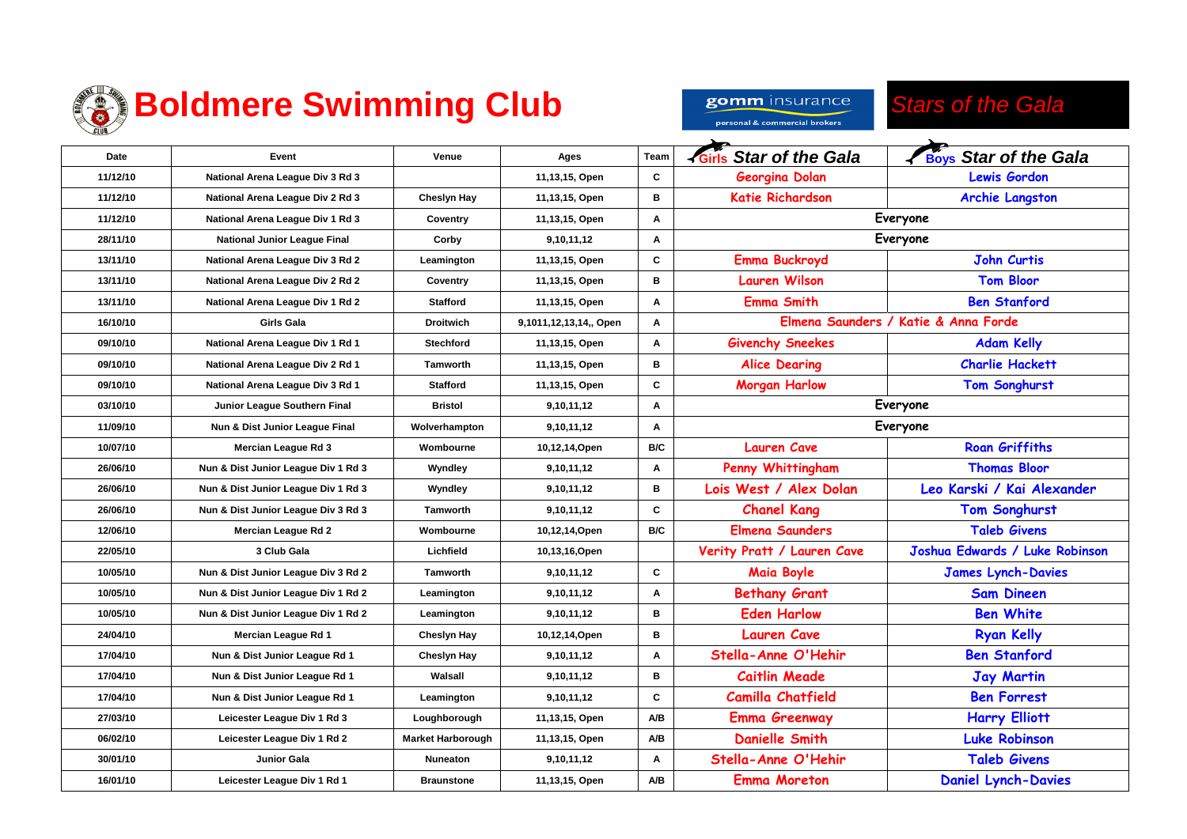# Boldmere Swimming Club

gomm insurance
personal & commercial brokers

*Stars of the Gala*

| Date | Event | Venue | Ages | Team | Girls Star of the Gala | Boys Star of the Gala |
|---|---|---|---|---|---|---|
| 11/12/10 | National Arena League Div 3 Rd 3 | | 11,13,15, Open | C | Georgina Dolan | Lewis Gordon |
| 11/12/10 | National Arena League Div 2 Rd 3 | Cheslyn Hay | 11,13,15, Open | B | Katie Richardson | Archie Langston |
| 11/12/10 | National Arena League Div 1 Rd 3 | Coventry | 11,13,15, Open | A | Everyone | |
| 28/11/10 | National Junior League Final | Corby | 9,10,11,12 | A | Everyone | |
| 13/11/10 | National Arena League Div 3 Rd 2 | Leamington | 11,13,15, Open | C | Emma Buckroyd | John Curtis |
| 13/11/10 | National Arena League Div 2 Rd 2 | Coventry | 11,13,15, Open | B | Lauren Wilson | Tom Bloor |
| 13/11/10 | National Arena League Div 1 Rd 2 | Stafford | 11,13,15, Open | A | Emma Smith | Ben Stanford |
| 16/10/10 | Girls Gala | Droitwich | 9,1011,12,13,14,, Open | A | Elmena Saunders / Katie & Anna Forde | |
| 09/10/10 | National Arena League Div 1 Rd 1 | Stechford | 11,13,15, Open | A | Givenchy Sneekes | Adam Kelly |
| 09/10/10 | National Arena League Div 2 Rd 1 | Tamworth | 11,13,15, Open | B | Alice Dearing | Charlie Hackett |
| 09/10/10 | National Arena League Div 3 Rd 1 | Stafford | 11,13,15, Open | C | Morgan Harlow | Tom Songhurst |
| 03/10/10 | Junior League Southern Final | Bristol | 9,10,11,12 | A | Everyone | |
| 11/09/10 | Nun & Dist Junior League Final | Wolverhampton | 9,10,11,12 | A | Everyone | |
| 10/07/10 | Mercian League Rd 3 | Wombourne | 10,12,14,Open | B/C | Lauren Cave | Roan Griffiths |
| 26/06/10 | Nun & Dist Junior League Div 1 Rd 3 | Wyndley | 9,10,11,12 | A | Penny Whittingham | Thomas Bloor |
| 26/06/10 | Nun & Dist Junior League Div 1 Rd 3 | Wyndley | 9,10,11,12 | B | Lois West / Alex Dolan | Leo Karski / Kai Alexander |
| 26/06/10 | Nun & Dist Junior League Div 3 Rd 3 | Tamworth | 9,10,11,12 | C | Chanel Kang | Tom Songhurst |
| 12/06/10 | Mercian League Rd 2 | Wombourne | 10,12,14,Open | B/C | Elmena Saunders | Taleb Givens |
| 22/05/10 | 3 Club Gala | Lichfield | 10,13,16,Open | | Verity Pratt / Lauren Cave | Joshua Edwards / Luke Robinson |
| 10/05/10 | Nun & Dist Junior League Div 3 Rd 2 | Tamworth | 9,10,11,12 | C | Maia Boyle | James Lynch-Davies |
| 10/05/10 | Nun & Dist Junior League Div 1 Rd 2 | Leamington | 9,10,11,12 | A | Bethany Grant | Sam Dineen |
| 10/05/10 | Nun & Dist Junior League Div 1 Rd 2 | Leamington | 9,10,11,12 | B | Eden Harlow | Ben White |
| 24/04/10 | Mercian League Rd 1 | Cheslyn Hay | 10,12,14,Open | B | Lauren Cave | Ryan Kelly |
| 17/04/10 | Nun & Dist Junior League Rd 1 | Cheslyn Hay | 9,10,11,12 | A | Stella-Anne O'Hehir | Ben Stanford |
| 17/04/10 | Nun & Dist Junior League Rd 1 | Walsall | 9,10,11,12 | B | Caitlin Meade | Jay Martin |
| 17/04/10 | Nun & Dist Junior League Rd 1 | Leamington | 9,10,11,12 | C | Camilla Chatfield | Ben Forrest |
| 27/03/10 | Leicester League Div 1 Rd 3 | Loughborough | 11,13,15, Open | A/B | Emma Greenway | Harry Elliott |
| 06/02/10 | Leicester League Div 1 Rd 2 | Market Harborough | 11,13,15, Open | A/B | Danielle Smith | Luke Robinson |
| 30/01/10 | Junior Gala | Nuneaton | 9,10,11,12 | A | Stella-Anne O'Hehir | Taleb Givens |
| 16/01/10 | Leicester League Div 1 Rd 1 | Braunstone | 11,13,15, Open | A/B | Emma Moreton | Daniel Lynch-Davies |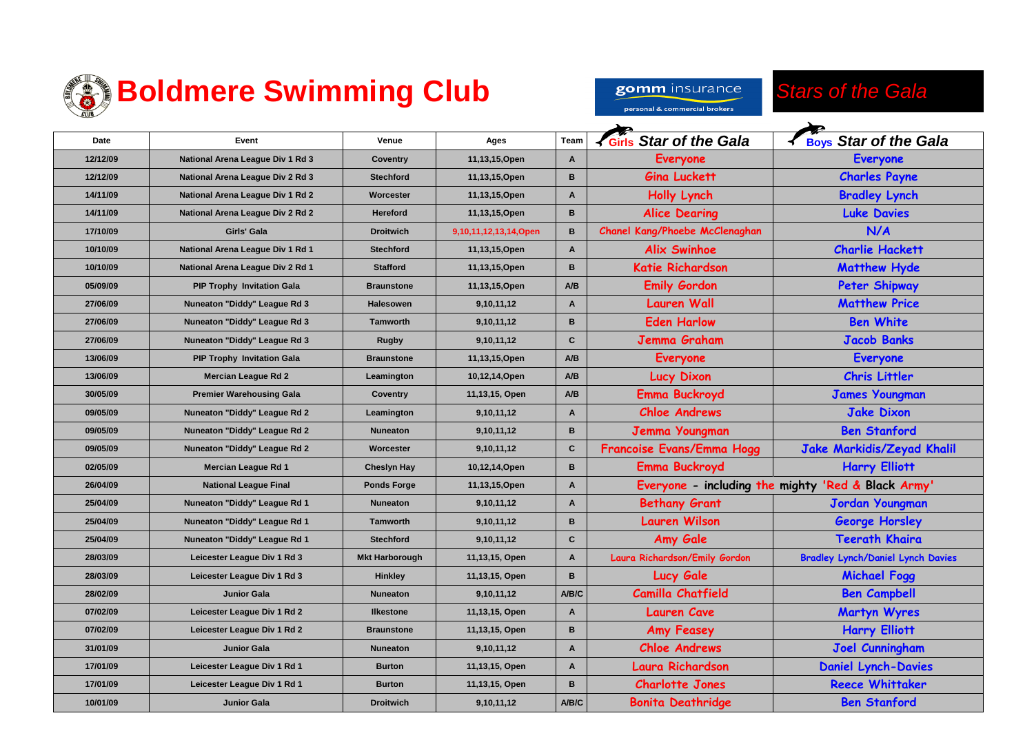# Boldmere Swimming Club

gomm insurance — personal & commercial brokers

*Stars of the Gala*

| Date | Event | Venue | Ages | Team | Girls *Star of the Gala* | Boys *Star of the Gala* |
|---|---|---|---|---|---|---|
| 12/12/09 | National Arena League Div 1 Rd 3 | Coventry | 11,13,15,Open | A | Everyone | Everyone |
| 12/12/09 | National Arena League Div 2 Rd 3 | Stechford | 11,13,15,Open | B | Gina Luckett | Charles Payne |
| 14/11/09 | National Arena League Div 1 Rd 2 | Worcester | 11,13,15,Open | A | Holly Lynch | Bradley Lynch |
| 14/11/09 | National Arena League Div 2 Rd 2 | Hereford | 11,13,15,Open | B | Alice Dearing | Luke Davies |
| 17/10/09 | Girls' Gala | Droitwich | 9,10,11,12,13,14,Open | B | Chanel Kang/Phoebe McClenaghan | N/A |
| 10/10/09 | National Arena League Div 1 Rd 1 | Stechford | 11,13,15,Open | A | Alix Swinhoe | Charlie Hackett |
| 10/10/09 | National Arena League Div 2 Rd 1 | Stafford | 11,13,15,Open | B | Katie Richardson | Matthew Hyde |
| 05/09/09 | PIP Trophy Invitation Gala | Braunstone | 11,13,15,Open | A/B | Emily Gordon | Peter Shipway |
| 27/06/09 | Nuneaton "Diddy" League Rd 3 | Halesowen | 9,10,11,12 | A | Lauren Wall | Matthew Price |
| 27/06/09 | Nuneaton "Diddy" League Rd 3 | Tamworth | 9,10,11,12 | B | Eden Harlow | Ben White |
| 27/06/09 | Nuneaton "Diddy" League Rd 3 | Rugby | 9,10,11,12 | C | Jemma Graham | Jacob Banks |
| 13/06/09 | PIP Trophy Invitation Gala | Braunstone | 11,13,15,Open | A/B | Everyone | Everyone |
| 13/06/09 | Mercian League Rd 2 | Leamington | 10,12,14,Open | A/B | Lucy Dixon | Chris Littler |
| 30/05/09 | Premier Warehousing Gala | Coventry | 11,13,15, Open | A/B | Emma Buckroyd | James Youngman |
| 09/05/09 | Nuneaton "Diddy" League Rd 2 | Leamington | 9,10,11,12 | A | Chloe Andrews | Jake Dixon |
| 09/05/09 | Nuneaton "Diddy" League Rd 2 | Nuneaton | 9,10,11,12 | B | Jemma Youngman | Ben Stanford |
| 09/05/09 | Nuneaton "Diddy" League Rd 2 | Worcester | 9,10,11,12 | C | Francoise Evans/Emma Hogg | Jake Markidis/Zeyad Khalil |
| 02/05/09 | Mercian League Rd 1 | Cheslyn Hay | 10,12,14,Open | B | Emma Buckroyd | Harry Elliott |
| 26/04/09 | National League Final | Ponds Forge | 11,13,15,Open | A | Everyone - including the mighty 'Red & Black Army' | |
| 25/04/09 | Nuneaton "Diddy" League Rd 1 | Nuneaton | 9,10,11,12 | A | Bethany Grant | Jordan Youngman |
| 25/04/09 | Nuneaton "Diddy" League Rd 1 | Tamworth | 9,10,11,12 | B | Lauren Wilson | George Horsley |
| 25/04/09 | Nuneaton "Diddy" League Rd 1 | Stechford | 9,10,11,12 | C | Amy Gale | Teerath Khaira |
| 28/03/09 | Leicester League Div 1 Rd 3 | Mkt Harborough | 11,13,15, Open | A | Laura Richardson/Emily Gordon | Bradley Lynch/Daniel Lynch Davies |
| 28/03/09 | Leicester League Div 1 Rd 3 | Hinkley | 11,13,15, Open | B | Lucy Gale | Michael Fogg |
| 28/02/09 | Junior Gala | Nuneaton | 9,10,11,12 | A/B/C | Camilla Chatfield | Ben Campbell |
| 07/02/09 | Leicester League Div 1 Rd 2 | Ilkestone | 11,13,15, Open | A | Lauren Cave | Martyn Wyres |
| 07/02/09 | Leicester League Div 1 Rd 2 | Braunstone | 11,13,15, Open | B | Amy Feasey | Harry Elliott |
| 31/01/09 | Junior Gala | Nuneaton | 9,10,11,12 | A | Chloe Andrews | Joel Cunningham |
| 17/01/09 | Leicester League Div 1 Rd 1 | Burton | 11,13,15, Open | A | Laura Richardson | Daniel Lynch-Davies |
| 17/01/09 | Leicester League Div 1 Rd 1 | Burton | 11,13,15, Open | B | Charlotte Jones | Reece Whittaker |
| 10/01/09 | Junior Gala | Droitwich | 9,10,11,12 | A/B/C | Bonita Deathridge | Ben Stanford |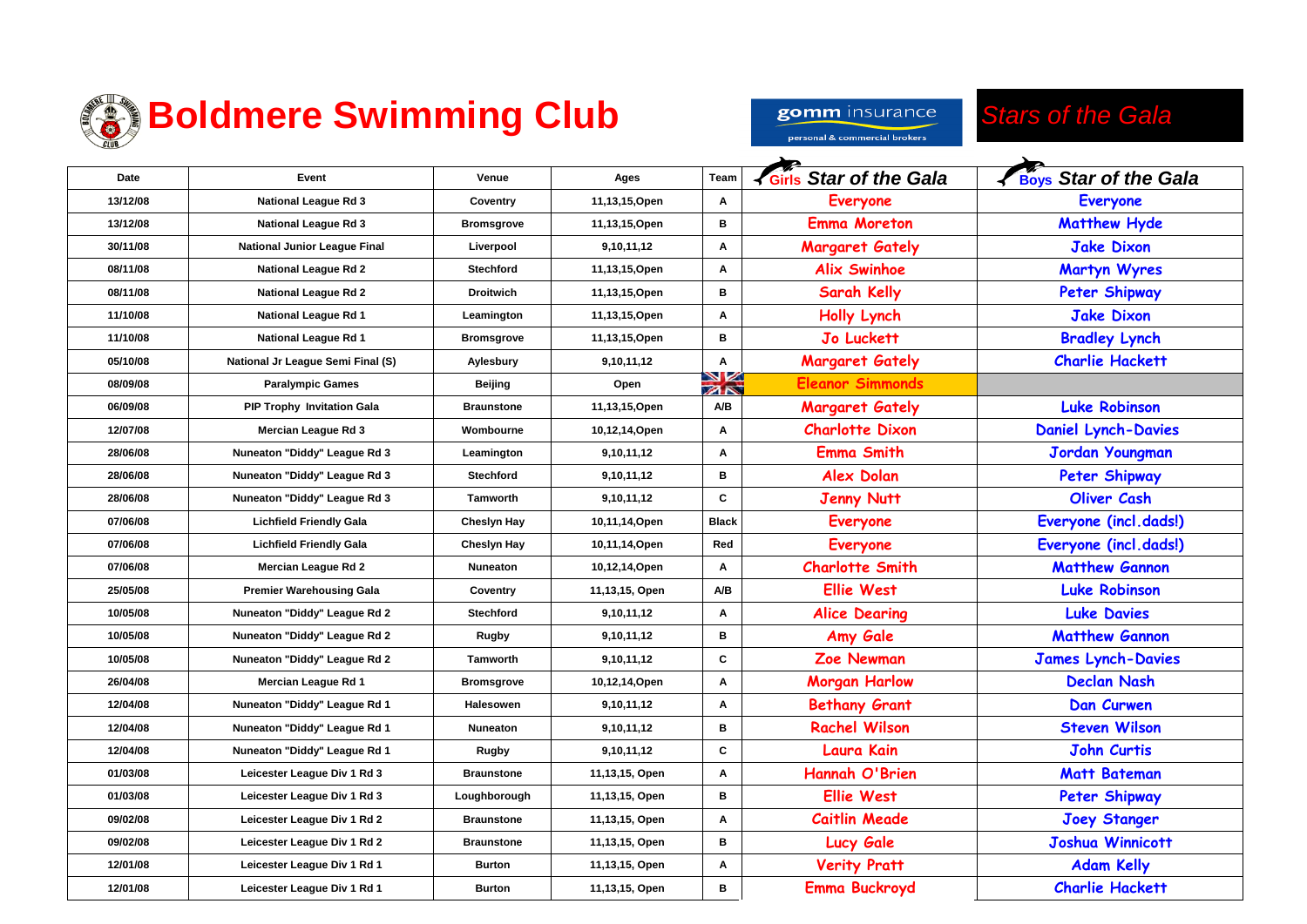# Boldmere Swimming Club

gomm insurance
personal & commercial brokers

*Stars of the Gala*

| Date | Event | Venue | Ages | Team | Girls *Star of the Gala* | Boys *Star of the Gala* |
|---|---|---|---|---|---|---|
| 13/12/08 | National League Rd 3 | Coventry | 11,13,15,Open | A | Everyone | Everyone |
| 13/12/08 | National League Rd 3 | Bromsgrove | 11,13,15,Open | B | Emma Moreton | Matthew Hyde |
| 30/11/08 | National Junior League Final | Liverpool | 9,10,11,12 | A | Margaret Gately | Jake Dixon |
| 08/11/08 | National League Rd 2 | Stechford | 11,13,15,Open | A | Alix Swinhoe | Martyn Wyres |
| 08/11/08 | National League Rd 2 | Droitwich | 11,13,15,Open | B | Sarah Kelly | Peter Shipway |
| 11/10/08 | National League Rd 1 | Leamington | 11,13,15,Open | A | Holly Lynch | Jake Dixon |
| 11/10/08 | National League Rd 1 | Bromsgrove | 11,13,15,Open | B | Jo Luckett | Bradley Lynch |
| 05/10/08 | National Jr League Semi Final (S) | Aylesbury | 9,10,11,12 | A | Margaret Gately | Charlie Hackett |
| 08/09/08 | Paralympic Games | Beijing | Open | | Eleanor Simmonds | |
| 06/09/08 | PIP Trophy Invitation Gala | Braunstone | 11,13,15,Open | A/B | Margaret Gately | Luke Robinson |
| 12/07/08 | Mercian League Rd 3 | Wombourne | 10,12,14,Open | A | Charlotte Dixon | Daniel Lynch-Davies |
| 28/06/08 | Nuneaton "Diddy" League Rd 3 | Leamington | 9,10,11,12 | A | Emma Smith | Jordan Youngman |
| 28/06/08 | Nuneaton "Diddy" League Rd 3 | Stechford | 9,10,11,12 | B | Alex Dolan | Peter Shipway |
| 28/06/08 | Nuneaton "Diddy" League Rd 3 | Tamworth | 9,10,11,12 | C | Jenny Nutt | Oliver Cash |
| 07/06/08 | Lichfield Friendly Gala | Cheslyn Hay | 10,11,14,Open | Black | Everyone | Everyone (incl.dads!) |
| 07/06/08 | Lichfield Friendly Gala | Cheslyn Hay | 10,11,14,Open | Red | Everyone | Everyone (incl.dads!) |
| 07/06/08 | Mercian League Rd 2 | Nuneaton | 10,12,14,Open | A | Charlotte Smith | Matthew Gannon |
| 25/05/08 | Premier Warehousing Gala | Coventry | 11,13,15, Open | A/B | Ellie West | Luke Robinson |
| 10/05/08 | Nuneaton "Diddy" League Rd 2 | Stechford | 9,10,11,12 | A | Alice Dearing | Luke Davies |
| 10/05/08 | Nuneaton "Diddy" League Rd 2 | Rugby | 9,10,11,12 | B | Amy Gale | Matthew Gannon |
| 10/05/08 | Nuneaton "Diddy" League Rd 2 | Tamworth | 9,10,11,12 | C | Zoe Newman | James Lynch-Davies |
| 26/04/08 | Mercian League Rd 1 | Bromsgrove | 10,12,14,Open | A | Morgan Harlow | Declan Nash |
| 12/04/08 | Nuneaton "Diddy" League Rd 1 | Halesowen | 9,10,11,12 | A | Bethany Grant | Dan Curwen |
| 12/04/08 | Nuneaton "Diddy" League Rd 1 | Nuneaton | 9,10,11,12 | B | Rachel Wilson | Steven Wilson |
| 12/04/08 | Nuneaton "Diddy" League Rd 1 | Rugby | 9,10,11,12 | C | Laura Kain | John Curtis |
| 01/03/08 | Leicester League Div 1 Rd 3 | Braunstone | 11,13,15, Open | A | Hannah O'Brien | Matt Bateman |
| 01/03/08 | Leicester League Div 1 Rd 3 | Loughborough | 11,13,15, Open | B | Ellie West | Peter Shipway |
| 09/02/08 | Leicester League Div 1 Rd 2 | Braunstone | 11,13,15, Open | A | Caitlin Meade | Joey Stanger |
| 09/02/08 | Leicester League Div 1 Rd 2 | Braunstone | 11,13,15, Open | B | Lucy Gale | Joshua Winnicott |
| 12/01/08 | Leicester League Div 1 Rd 1 | Burton | 11,13,15, Open | A | Verity Pratt | Adam Kelly |
| 12/01/08 | Leicester League Div 1 Rd 1 | Burton | 11,13,15, Open | B | Emma Buckroyd | Charlie Hackett |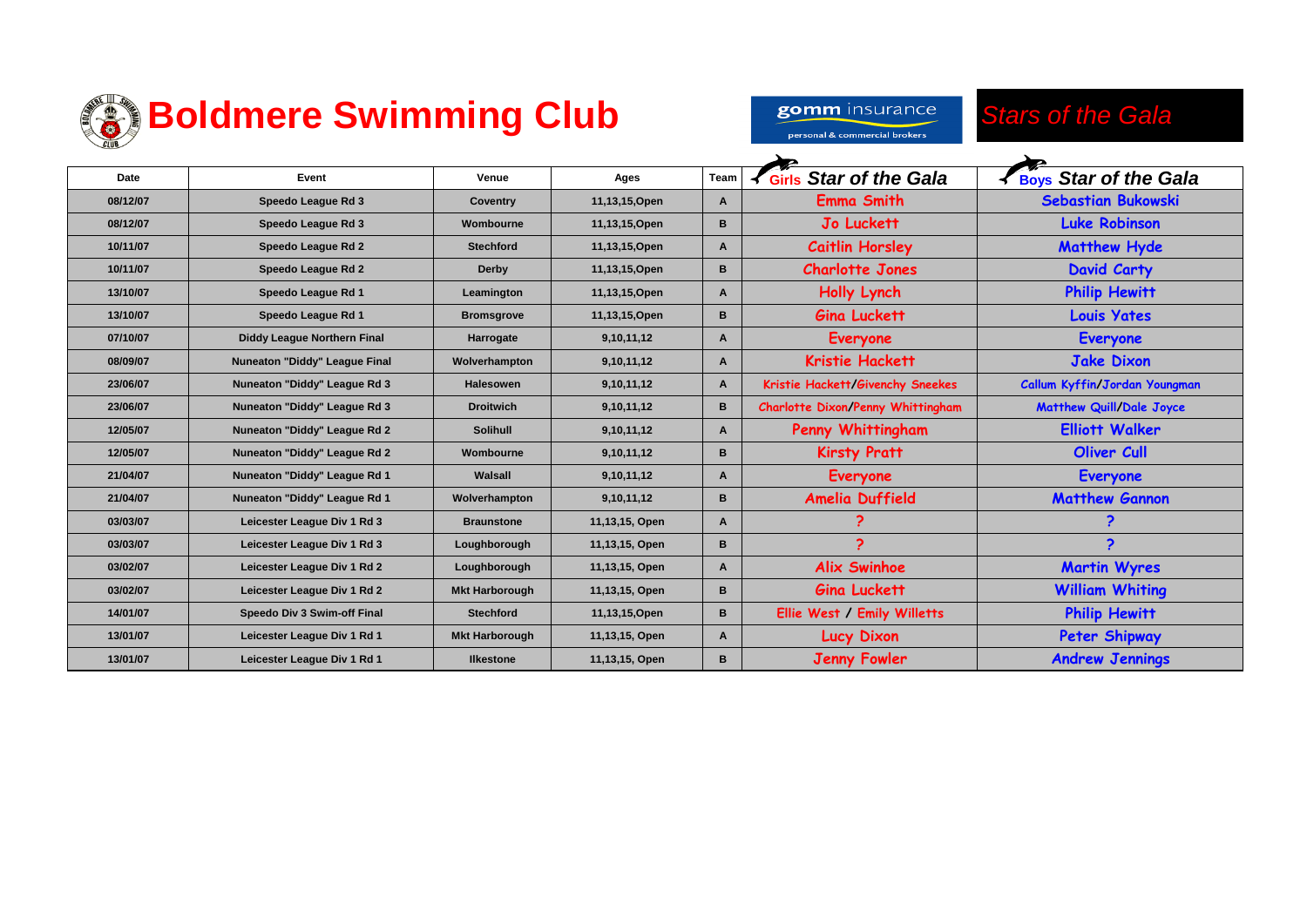# Boldmere Swimming Club

gomm insurance
personal & commercial brokers

*Stars of the Gala*

| Date | Event | Venue | Ages | Team | Girls *Star of the Gala* | Boys *Star of the Gala* |
|---|---|---|---|---|---|---|
| 08/12/07 | Speedo League Rd 3 | Coventry | 11,13,15,Open | A | Emma Smith | Sebastian Bukowski |
| 08/12/07 | Speedo League Rd 3 | Wombourne | 11,13,15,Open | B | Jo Luckett | Luke Robinson |
| 10/11/07 | Speedo League Rd 2 | Stechford | 11,13,15,Open | A | Caitlin Horsley | Matthew Hyde |
| 10/11/07 | Speedo League Rd 2 | Derby | 11,13,15,Open | B | Charlotte Jones | David Carty |
| 13/10/07 | Speedo League Rd 1 | Leamington | 11,13,15,Open | A | Holly Lynch | Philip Hewitt |
| 13/10/07 | Speedo League Rd 1 | Bromsgrove | 11,13,15,Open | B | Gina Luckett | Louis Yates |
| 07/10/07 | Diddy League Northern Final | Harrogate | 9,10,11,12 | A | Everyone | Everyone |
| 08/09/07 | Nuneaton "Diddy" League Final | Wolverhampton | 9,10,11,12 | A | Kristie Hackett | Jake Dixon |
| 23/06/07 | Nuneaton "Diddy" League Rd 3 | Halesowen | 9,10,11,12 | A | Kristie Hackett/Givenchy Sneekes | Callum Kyffin/Jordan Youngman |
| 23/06/07 | Nuneaton "Diddy" League Rd 3 | Droitwich | 9,10,11,12 | B | Charlotte Dixon/Penny Whittingham | Matthew Quill/Dale Joyce |
| 12/05/07 | Nuneaton "Diddy" League Rd 2 | Solihull | 9,10,11,12 | A | Penny Whittingham | Elliott Walker |
| 12/05/07 | Nuneaton "Diddy" League Rd 2 | Wombourne | 9,10,11,12 | B | Kirsty Pratt | Oliver Cull |
| 21/04/07 | Nuneaton "Diddy" League Rd 1 | Walsall | 9,10,11,12 | A | Everyone | Everyone |
| 21/04/07 | Nuneaton "Diddy" League Rd 1 | Wolverhampton | 9,10,11,12 | B | Amelia Duffield | Matthew Gannon |
| 03/03/07 | Leicester League Div 1 Rd 3 | Braunstone | 11,13,15, Open | A | ? | ? |
| 03/03/07 | Leicester League Div 1 Rd 3 | Loughborough | 11,13,15, Open | B | ? | ? |
| 03/02/07 | Leicester League Div 1 Rd 2 | Loughborough | 11,13,15, Open | A | Alix Swinhoe | Martin Wyres |
| 03/02/07 | Leicester League Div 1 Rd 2 | Mkt Harborough | 11,13,15, Open | B | Gina Luckett | William Whiting |
| 14/01/07 | Speedo Div 3 Swim-off Final | Stechford | 11,13,15,Open | B | Ellie West / Emily Willetts | Philip Hewitt |
| 13/01/07 | Leicester League Div 1 Rd 1 | Mkt Harborough | 11,13,15, Open | A | Lucy Dixon | Peter Shipway |
| 13/01/07 | Leicester League Div 1 Rd 1 | Ilkestone | 11,13,15, Open | B | Jenny Fowler | Andrew Jennings |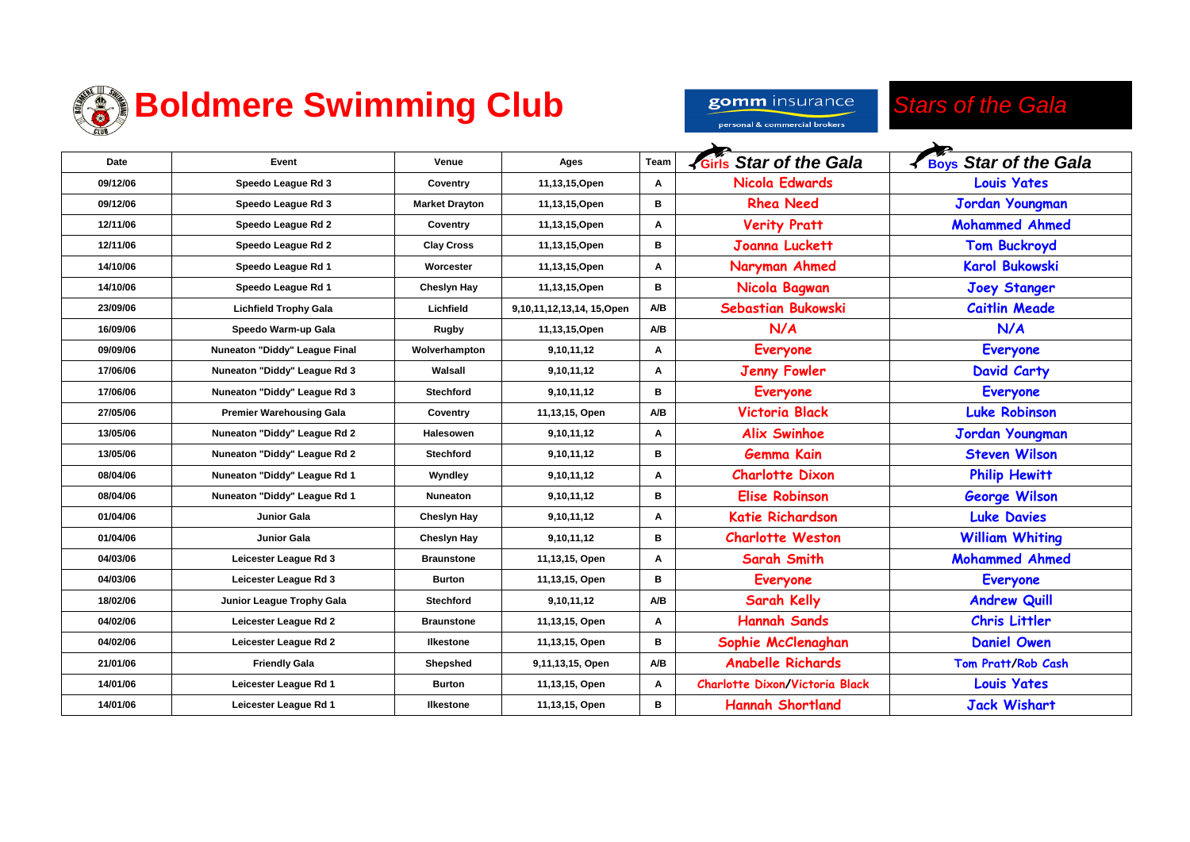# Boldmere Swimming Club

gomm insurance
personal & commercial brokers

*Stars of the Gala*

| Date | Event | Venue | Ages | Team | Girls Star of the Gala | Boys Star of the Gala |
|---|---|---|---|---|---|---|
| 09/12/06 | Speedo League Rd 3 | Coventry | 11,13,15,Open | A | Nicola Edwards | Louis Yates |
| 09/12/06 | Speedo League Rd 3 | Market Drayton | 11,13,15,Open | B | Rhea Need | Jordan Youngman |
| 12/11/06 | Speedo League Rd 2 | Coventry | 11,13,15,Open | A | Verity Pratt | Mohammed Ahmed |
| 12/11/06 | Speedo League Rd 2 | Clay Cross | 11,13,15,Open | B | Joanna Luckett | Tom Buckroyd |
| 14/10/06 | Speedo League Rd 1 | Worcester | 11,13,15,Open | A | Naryman Ahmed | Karol Bukowski |
| 14/10/06 | Speedo League Rd 1 | Cheslyn Hay | 11,13,15,Open | B | Nicola Bagwan | Joey Stanger |
| 23/09/06 | Lichfield Trophy Gala | Lichfield | 9,10,11,12,13,14, 15,Open | A/B | Sebastian Bukowski | Caitlin Meade |
| 16/09/06 | Speedo Warm-up Gala | Rugby | 11,13,15,Open | A/B | N/A | N/A |
| 09/09/06 | Nuneaton "Diddy" League Final | Wolverhampton | 9,10,11,12 | A | Everyone | Everyone |
| 17/06/06 | Nuneaton "Diddy" League Rd 3 | Walsall | 9,10,11,12 | A | Jenny Fowler | David Carty |
| 17/06/06 | Nuneaton "Diddy" League Rd 3 | Stechford | 9,10,11,12 | B | Everyone | Everyone |
| 27/05/06 | Premier Warehousing Gala | Coventry | 11,13,15, Open | A/B | Victoria Black | Luke Robinson |
| 13/05/06 | Nuneaton "Diddy" League Rd 2 | Halesowen | 9,10,11,12 | A | Alix Swinhoe | Jordan Youngman |
| 13/05/06 | Nuneaton "Diddy" League Rd 2 | Stechford | 9,10,11,12 | B | Gemma Kain | Steven Wilson |
| 08/04/06 | Nuneaton "Diddy" League Rd 1 | Wyndley | 9,10,11,12 | A | Charlotte Dixon | Philip Hewitt |
| 08/04/06 | Nuneaton "Diddy" League Rd 1 | Nuneaton | 9,10,11,12 | B | Elise Robinson | George Wilson |
| 01/04/06 | Junior Gala | Cheslyn Hay | 9,10,11,12 | A | Katie Richardson | Luke Davies |
| 01/04/06 | Junior Gala | Cheslyn Hay | 9,10,11,12 | B | Charlotte Weston | William Whiting |
| 04/03/06 | Leicester League Rd 3 | Braunstone | 11,13,15, Open | A | Sarah Smith | Mohammed Ahmed |
| 04/03/06 | Leicester League Rd 3 | Burton | 11,13,15, Open | B | Everyone | Everyone |
| 18/02/06 | Junior League Trophy Gala | Stechford | 9,10,11,12 | A/B | Sarah Kelly | Andrew Quill |
| 04/02/06 | Leicester League Rd 2 | Braunstone | 11,13,15, Open | A | Hannah Sands | Chris Littler |
| 04/02/06 | Leicester League Rd 2 | Ilkestone | 11,13,15, Open | B | Sophie McClenaghan | Daniel Owen |
| 21/01/06 | Friendly Gala | Shepshed | 9,11,13,15, Open | A/B | Anabelle Richards | Tom Pratt/Rob Cash |
| 14/01/06 | Leicester League Rd 1 | Burton | 11,13,15, Open | A | Charlotte Dixon/Victoria Black | Louis Yates |
| 14/01/06 | Leicester League Rd 1 | Ilkestone | 11,13,15, Open | B | Hannah Shortland | Jack Wishart |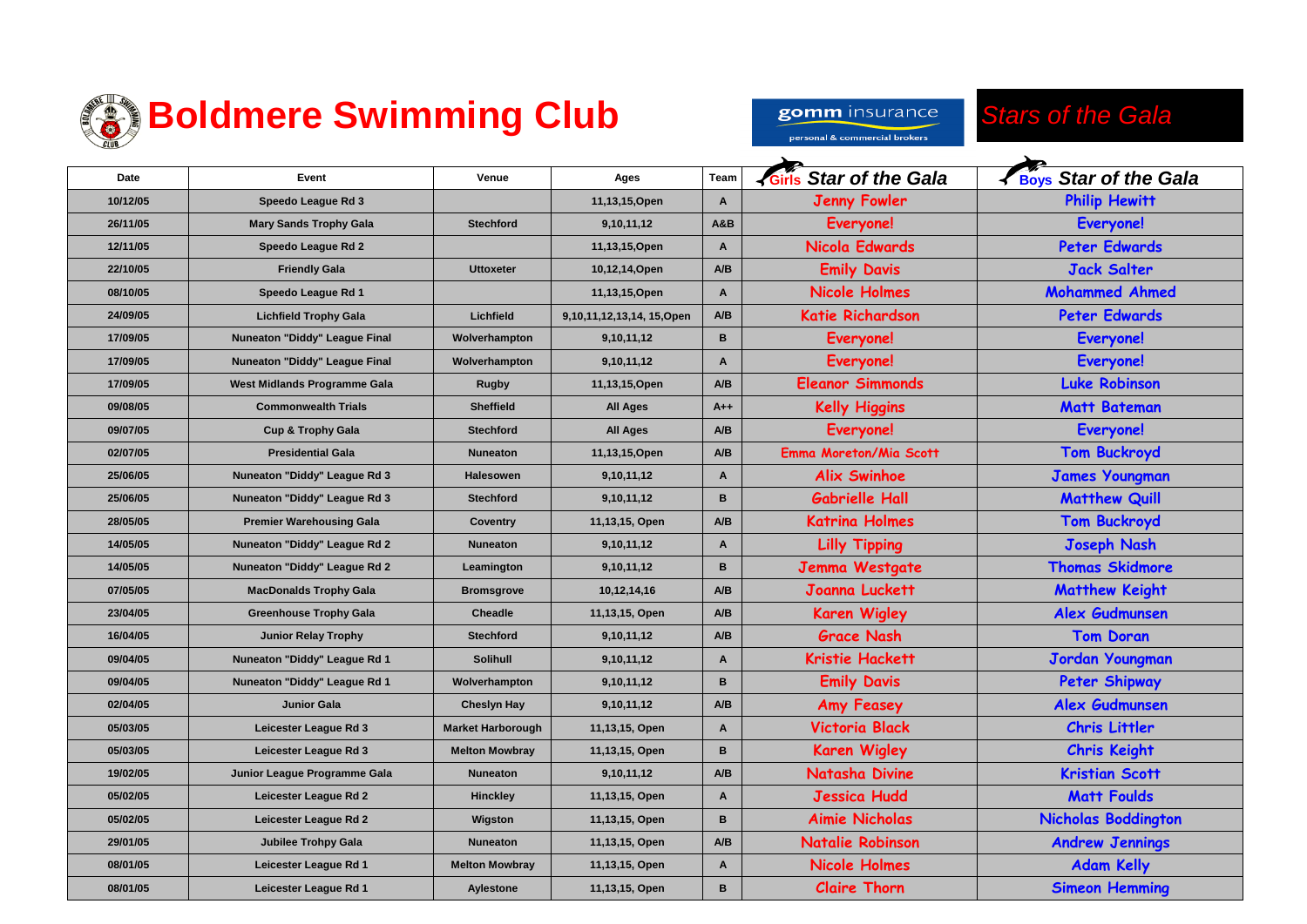# Boldmere Swimming Club

gomm insurance
personal & commercial brokers

*Stars of the Gala*

| Date | Event | Venue | Ages | Team | Girls *Star of the Gala* | Boys *Star of the Gala* |
|---|---|---|---|---|---|---|
| 10/12/05 | Speedo League Rd 3 | | 11,13,15,Open | A | Jenny Fowler | Philip Hewitt |
| 26/11/05 | Mary Sands Trophy Gala | Stechford | 9,10,11,12 | A&B | Everyone! | Everyone! |
| 12/11/05 | Speedo League Rd 2 | | 11,13,15,Open | A | Nicola Edwards | Peter Edwards |
| 22/10/05 | Friendly Gala | Uttoxeter | 10,12,14,Open | A/B | Emily Davis | Jack Salter |
| 08/10/05 | Speedo League Rd 1 | | 11,13,15,Open | A | Nicole Holmes | Mohammed Ahmed |
| 24/09/05 | Lichfield Trophy Gala | Lichfield | 9,10,11,12,13,14, 15,Open | A/B | Katie Richardson | Peter Edwards |
| 17/09/05 | Nuneaton "Diddy" League Final | Wolverhampton | 9,10,11,12 | B | Everyone! | Everyone! |
| 17/09/05 | Nuneaton "Diddy" League Final | Wolverhampton | 9,10,11,12 | A | Everyone! | Everyone! |
| 17/09/05 | West Midlands Programme Gala | Rugby | 11,13,15,Open | A/B | Eleanor Simmonds | Luke Robinson |
| 09/08/05 | Commonwealth Trials | Sheffield | All Ages | A++ | Kelly Higgins | Matt Bateman |
| 09/07/05 | Cup & Trophy Gala | Stechford | All Ages | A/B | Everyone! | Everyone! |
| 02/07/05 | Presidential Gala | Nuneaton | 11,13,15,Open | A/B | Emma Moreton/Mia Scott | Tom Buckroyd |
| 25/06/05 | Nuneaton "Diddy" League Rd 3 | Halesowen | 9,10,11,12 | A | Alix Swinhoe | James Youngman |
| 25/06/05 | Nuneaton "Diddy" League Rd 3 | Stechford | 9,10,11,12 | B | Gabrielle Hall | Matthew Quill |
| 28/05/05 | Premier Warehousing Gala | Coventry | 11,13,15, Open | A/B | Katrina Holmes | Tom Buckroyd |
| 14/05/05 | Nuneaton "Diddy" League Rd 2 | Nuneaton | 9,10,11,12 | A | Lilly Tipping | Joseph Nash |
| 14/05/05 | Nuneaton "Diddy" League Rd 2 | Leamington | 9,10,11,12 | B | Jemma Westgate | Thomas Skidmore |
| 07/05/05 | MacDonalds Trophy Gala | Bromsgrove | 10,12,14,16 | A/B | Joanna Luckett | Matthew Keight |
| 23/04/05 | Greenhouse Trophy Gala | Cheadle | 11,13,15, Open | A/B | Karen Wigley | Alex Gudmunsen |
| 16/04/05 | Junior Relay Trophy | Stechford | 9,10,11,12 | A/B | Grace Nash | Tom Doran |
| 09/04/05 | Nuneaton "Diddy" League Rd 1 | Solihull | 9,10,11,12 | A | Kristie Hackett | Jordan Youngman |
| 09/04/05 | Nuneaton "Diddy" League Rd 1 | Wolverhampton | 9,10,11,12 | B | Emily Davis | Peter Shipway |
| 02/04/05 | Junior Gala | Cheslyn Hay | 9,10,11,12 | A/B | Amy Feasey | Alex Gudmunsen |
| 05/03/05 | Leicester League Rd 3 | Market Harborough | 11,13,15, Open | A | Victoria Black | Chris Littler |
| 05/03/05 | Leicester League Rd 3 | Melton Mowbray | 11,13,15, Open | B | Karen Wigley | Chris Keight |
| 19/02/05 | Junior League Programme Gala | Nuneaton | 9,10,11,12 | A/B | Natasha Divine | Kristian Scott |
| 05/02/05 | Leicester League Rd 2 | Hinckley | 11,13,15, Open | A | Jessica Hudd | Matt Foulds |
| 05/02/05 | Leicester League Rd 2 | Wigston | 11,13,15, Open | B | Aimie Nicholas | Nicholas Boddington |
| 29/01/05 | Jubilee Trohpy Gala | Nuneaton | 11,13,15, Open | A/B | Natalie Robinson | Andrew Jennings |
| 08/01/05 | Leicester League Rd 1 | Melton Mowbray | 11,13,15, Open | A | Nicole Holmes | Adam Kelly |
| 08/01/05 | Leicester League Rd 1 | Aylestone | 11,13,15, Open | B | Claire Thorn | Simeon Hemming |